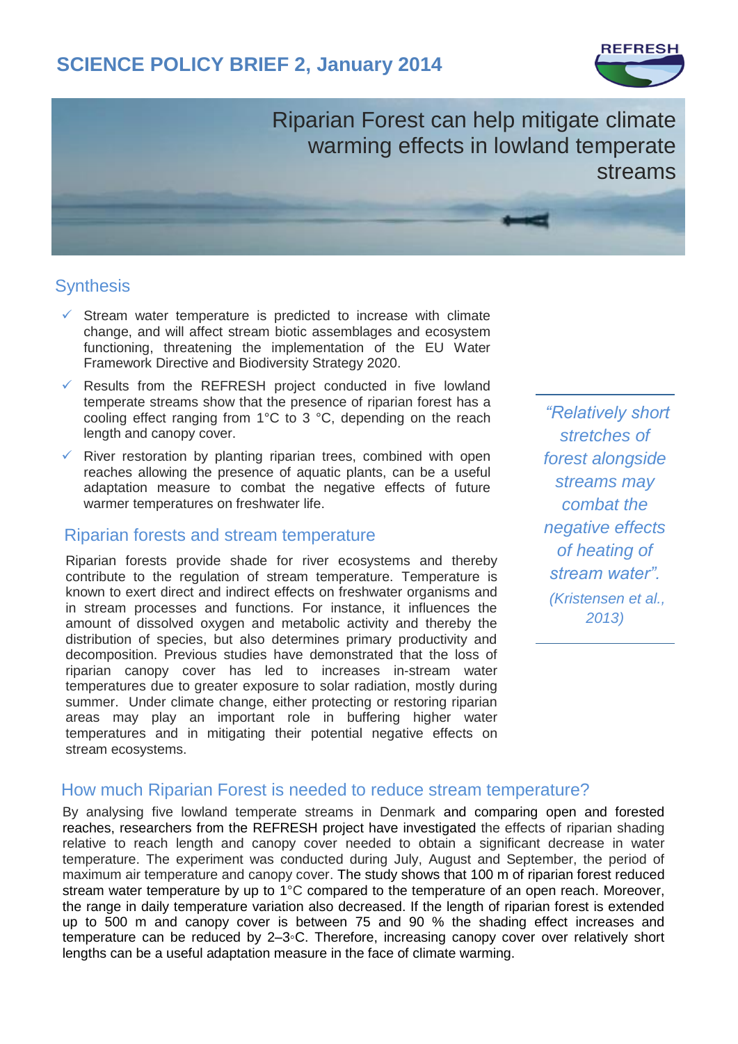# SCIENCE POLICY BRIEF 2, January 2014

REFRESH

## Riparian Forest can help mitigate climate warming effects in lowland temperate streams

## Synthesis

- ✓ Stream water temperature is predicted to increase with climate change, and will affect stream biotic assemblages and ecosystem functioning, threatening the implementation of the EU Water Framework Directive and Biodiversity Strategy 2020.
- ✓ Results from the REFRESH project conducted in five lowland temperate streams show that the presence of riparian forest has a cooling effect ranging from 1°C to 3 °C, depending on the reach length and canopy cover.
- ✓ River restoration by planting riparian trees, combined with open reaches allowing the presence of aquatic plants, can be a useful adaptation measure to combat the negative effects of future warmer temperatures on freshwater life.

## Riparian forests and stream temperature

Riparian forests provide shade for river ecosystems and thereby contribute to the regulation of stream temperature. Temperature is known to exert direct and indirect effects on freshwater organisms and in stream processes and functions. For instance, it influences the amount of dissolved oxygen and metabolic activity and thereby the distribution of species, but also determines primary productivity and decomposition. Previous studies have demonstrated that the loss of riparian canopy cover has led to increases in-stream water temperatures due to greater exposure to solar radiation, mostly during summer. Under climate change, either protecting or restoring riparian areas may play an important role in buffering higher water temperatures and in mitigating their potential negative effects on stream ecosystems.

> *"Relatively short stretches of forest alongside streams may combat the negative effects of heating of stream water".*
>
> *(Kristensen et al., 2013)*

## How much Riparian Forest is needed to reduce stream temperature?

By analysing five lowland temperate streams in Denmark and comparing open and forested reaches, researchers from the REFRESH project have investigated the effects of riparian shading relative to reach length and canopy cover needed to obtain a significant decrease in water temperature. The experiment was conducted during July, August and September, the period of maximum air temperature and canopy cover. The study shows that 100 m of riparian forest reduced stream water temperature by up to 1°C compared to the temperature of an open reach. Moreover, the range in daily temperature variation also decreased. If the length of riparian forest is extended up to 500 m and canopy cover is between 75 and 90 % the shading effect increases and temperature can be reduced by 2–3◦C. Therefore, increasing canopy cover over relatively short lengths can be a useful adaptation measure in the face of climate warming.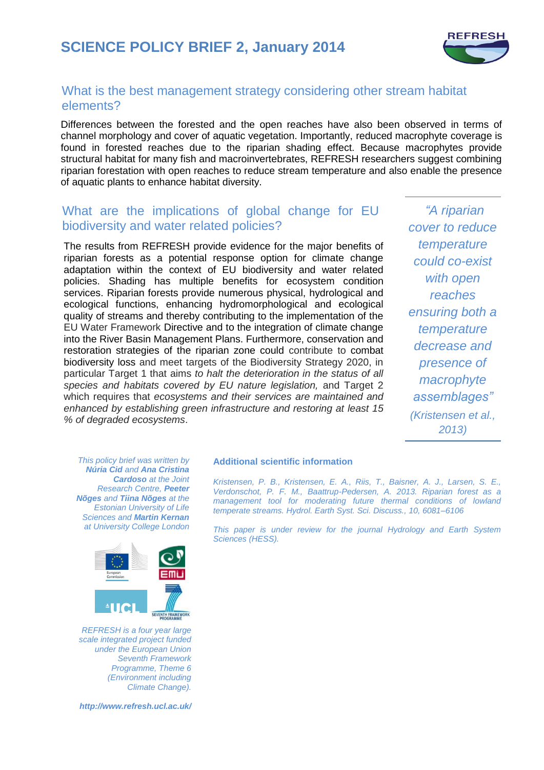## What is the best management strategy considering other stream habitat elements?

Differences between the forested and the open reaches have also been observed in terms of channel morphology and cover of aquatic vegetation. Importantly, reduced macrophyte coverage is found in forested reaches due to the riparian shading effect. Because macrophytes provide structural habitat for many fish and macroinvertebrates, REFRESH researchers suggest combining riparian forestation with open reaches to reduce stream temperature and also enable the presence of aquatic plants to enhance habitat diversity.

## What are the implications of global change for EU biodiversity and water related policies?

The results from REFRESH provide evidence for the major benefits of riparian forests as a potential response option for climate change adaptation within the context of EU biodiversity and water related policies. Shading has multiple benefits for ecosystem condition services. Riparian forests provide numerous physical, hydrological and ecological functions, enhancing hydromorphological and ecological quality of streams and thereby contributing to the implementation of the EU Water Framework Directive and to the integration of climate change into the River Basin Management Plans. Furthermore, conservation and restoration strategies of the riparian zone could contribute to combat biodiversity loss and meet targets of the Biodiversity Strategy 2020, in particular Target 1 that aims *to halt the deterioration in the status of all species and habitats covered by EU nature legislation,* and Target 2 which requires that *ecosystems and their services are maintained and enhanced by establishing green infrastructure and restoring at least 15 % of degraded ecosystems*.

*"A riparian cover to reduce temperature could co-exist with open reaches ensuring both a temperature decrease and presence of macrophyte assemblages"* *(Kristensen et al., 2013)*

*This policy brief was written by **Núria Cid** and **Ana Cristina Cardoso** at the Joint Research Centre, **Peeter Nõges** and **Tiina Nõges** at the Estonian University of Life Sciences and **Martin Kernan** at University College London*

*REFRESH is a four year large scale integrated project funded under the European Union Seventh Framework Programme, Theme 6 (Environment including Climate Change).*

***http://www.refresh.ucl.ac.uk/***

### Additional scientific information

*Kristensen, P. B., Kristensen, E. A., Riis, T., Baisner, A. J., Larsen, S. E., Verdonschot, P. F. M., Baattrup-Pedersen, A. 2013. Riparian forest as a management tool for moderating future thermal conditions of lowland temperate streams. Hydrol. Earth Syst. Sci. Discuss., 10, 6081–6106*

*This paper is under review for the journal Hydrology and Earth System Sciences (HESS).*